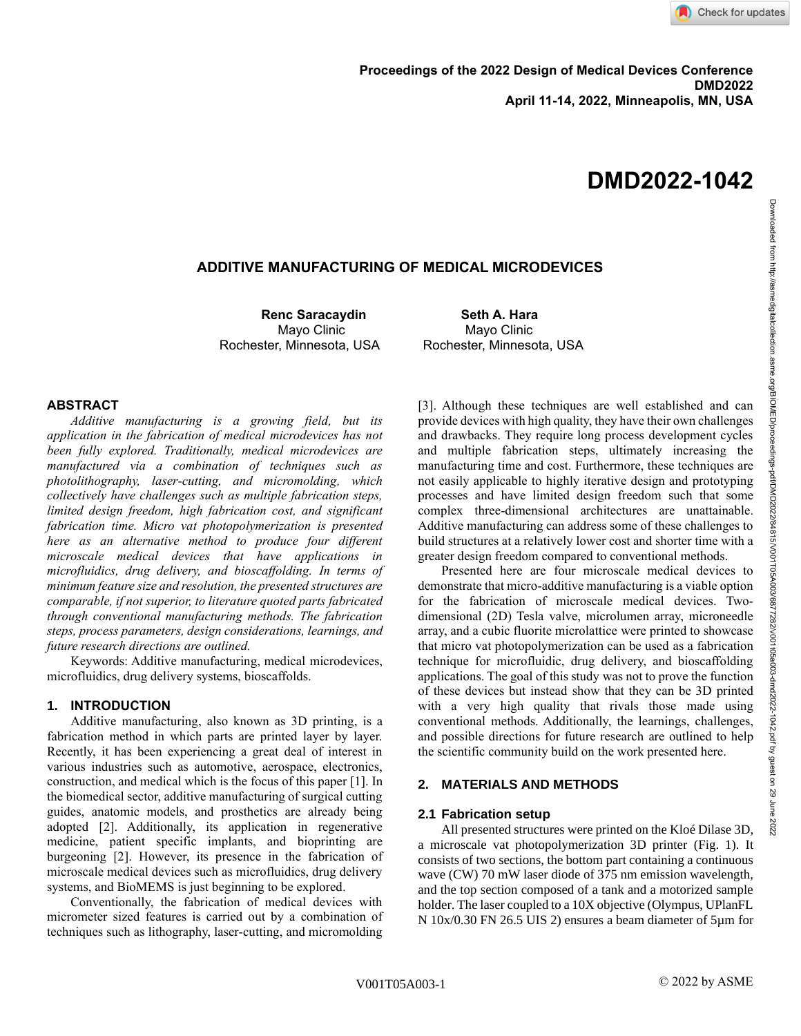Proceedings of the 2022 Design of Medical Devices Conference
DMD2022
April 11-14, 2022, Minneapolis, MN, USA

# DMD2022-1042

## ADDITIVE MANUFACTURING OF MEDICAL MICRODEVICES

**Renc Saracaydin**
Mayo Clinic
Rochester, Minnesota, USA

**Seth A. Hara**
Mayo Clinic
Rochester, Minnesota, USA

## ABSTRACT

*Additive manufacturing is a growing field, but its application in the fabrication of medical microdevices has not been fully explored. Traditionally, medical microdevices are manufactured via a combination of techniques such as photolithography, laser-cutting, and micromolding, which collectively have challenges such as multiple fabrication steps, limited design freedom, high fabrication cost, and significant fabrication time. Micro vat photopolymerization is presented here as an alternative method to produce four different microscale medical devices that have applications in microfluidics, drug delivery, and bioscaffolding. In terms of minimum feature size and resolution, the presented structures are comparable, if not superior, to literature quoted parts fabricated through conventional manufacturing methods. The fabrication steps, process parameters, design considerations, learnings, and future research directions are outlined.*

Keywords: Additive manufacturing, medical microdevices, microfluidics, drug delivery systems, bioscaffolds.

## 1. INTRODUCTION

Additive manufacturing, also known as 3D printing, is a fabrication method in which parts are printed layer by layer. Recently, it has been experiencing a great deal of interest in various industries such as automotive, aerospace, electronics, construction, and medical which is the focus of this paper [1]. In the biomedical sector, additive manufacturing of surgical cutting guides, anatomic models, and prosthetics are already being adopted [2]. Additionally, its application in regenerative medicine, patient specific implants, and bioprinting are burgeoning [2]. However, its presence in the fabrication of microscale medical devices such as microfluidics, drug delivery systems, and BioMEMS is just beginning to be explored.

Conventionally, the fabrication of medical devices with micrometer sized features is carried out by a combination of techniques such as lithography, laser-cutting, and micromolding [3]. Although these techniques are well established and can provide devices with high quality, they have their own challenges and drawbacks. They require long process development cycles and multiple fabrication steps, ultimately increasing the manufacturing time and cost. Furthermore, these techniques are not easily applicable to highly iterative design and prototyping processes and have limited design freedom such that some complex three-dimensional architectures are unattainable. Additive manufacturing can address some of these challenges to build structures at a relatively lower cost and shorter time with a greater design freedom compared to conventional methods.

Presented here are four microscale medical devices to demonstrate that micro-additive manufacturing is a viable option for the fabrication of microscale medical devices. Two-dimensional (2D) Tesla valve, microlumen array, microneedle array, and a cubic fluorite microlattice were printed to showcase that micro vat photopolymerization can be used as a fabrication technique for microfluidic, drug delivery, and bioscaffolding applications. The goal of this study was not to prove the function of these devices but instead show that they can be 3D printed with a very high quality that rivals those made using conventional methods. Additionally, the learnings, challenges, and possible directions for future research are outlined to help the scientific community build on the work presented here.

## 2. MATERIALS AND METHODS

### 2.1 Fabrication setup

All presented structures were printed on the Kloé Dilase 3D, a microscale vat photopolymerization 3D printer (Fig. 1). It consists of two sections, the bottom part containing a continuous wave (CW) 70 mW laser diode of 375 nm emission wavelength, and the top section composed of a tank and a motorized sample holder. The laser coupled to a 10X objective (Olympus, UPlanFL N 10x/0.30 FN 26.5 UIS 2) ensures a beam diameter of 5µm for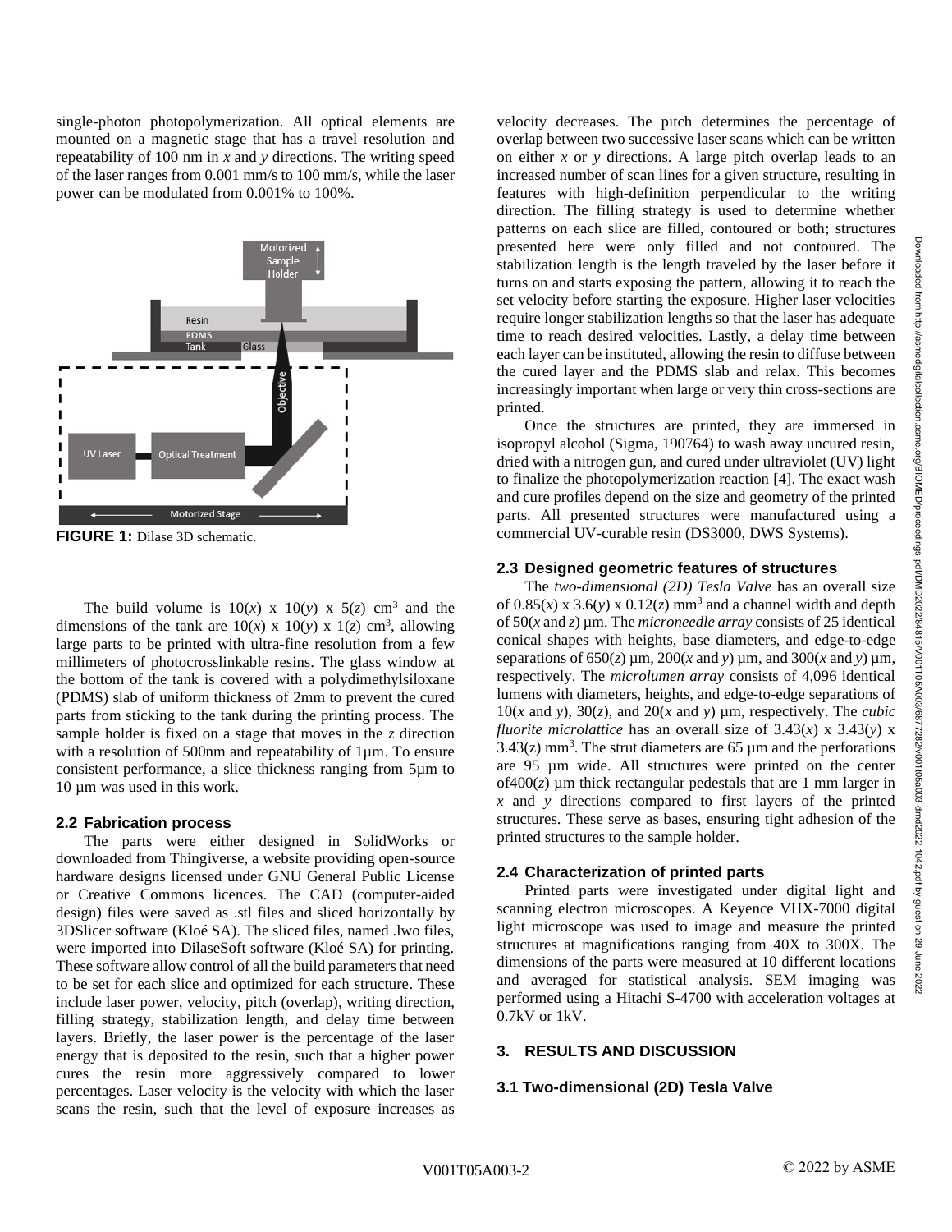single-photon photopolymerization. All optical elements are mounted on a magnetic stage that has a travel resolution and repeatability of 100 nm in *x* and *y* directions. The writing speed of the laser ranges from 0.001 mm/s to 100 mm/s, while the laser power can be modulated from 0.001% to 100%.

**FIGURE 1:** Dilase 3D schematic.

The build volume is 10(*x*) x 10(*y*) x 5(*z*) cm$^3$ and the dimensions of the tank are 10(*x*) x 10(*y*) x 1(*z*) cm$^3$, allowing large parts to be printed with ultra-fine resolution from a few millimeters of photocrosslinkable resins. The glass window at the bottom of the tank is covered with a polydimethylsiloxane (PDMS) slab of uniform thickness of 2mm to prevent the cured parts from sticking to the tank during the printing process. The sample holder is fixed on a stage that moves in the *z* direction with a resolution of 500nm and repeatability of 1µm. To ensure consistent performance, a slice thickness ranging from 5µm to 10 µm was used in this work.

### 2.2 Fabrication process

The parts were either designed in SolidWorks or downloaded from Thingiverse, a website providing open-source hardware designs licensed under GNU General Public License or Creative Commons licences. The CAD (computer-aided design) files were saved as .stl files and sliced horizontally by 3DSlicer software (Kloé SA). The sliced files, named .lwo files, were imported into DilaseSoft software (Kloé SA) for printing. These software allow control of all the build parameters that need to be set for each slice and optimized for each structure. These include laser power, velocity, pitch (overlap), writing direction, filling strategy, stabilization length, and delay time between layers. Briefly, the laser power is the percentage of the laser energy that is deposited to the resin, such that a higher power cures the resin more aggressively compared to lower percentages. Laser velocity is the velocity with which the laser scans the resin, such that the level of exposure increases as velocity decreases. The pitch determines the percentage of overlap between two successive laser scans which can be written on either *x* or *y* directions. A large pitch overlap leads to an increased number of scan lines for a given structure, resulting in features with high-definition perpendicular to the writing direction. The filling strategy is used to determine whether patterns on each slice are filled, contoured or both; structures presented here were only filled and not contoured. The stabilization length is the length traveled by the laser before it turns on and starts exposing the pattern, allowing it to reach the set velocity before starting the exposure. Higher laser velocities require longer stabilization lengths so that the laser has adequate time to reach desired velocities. Lastly, a delay time between each layer can be instituted, allowing the resin to diffuse between the cured layer and the PDMS slab and relax. This becomes increasingly important when large or very thin cross-sections are printed.

Once the structures are printed, they are immersed in isopropyl alcohol (Sigma, 190764) to wash away uncured resin, dried with a nitrogen gun, and cured under ultraviolet (UV) light to finalize the photopolymerization reaction [4]. The exact wash and cure profiles depend on the size and geometry of the printed parts. All presented structures were manufactured using a commercial UV-curable resin (DS3000, DWS Systems).

### 2.3 Designed geometric features of structures

The *two-dimensional (2D) Tesla Valve* has an overall size of 0.85(*x*) x 3.6(*y*) x 0.12(*z*) mm$^3$ and a channel width and depth of 50(*x* and *z*) µm. The *microneedle array* consists of 25 identical conical shapes with heights, base diameters, and edge-to-edge separations of 650(*z*) µm, 200(*x* and *y*) µm, and 300(*x* and *y*) µm, respectively. The *microlumen array* consists of 4,096 identical lumens with diameters, heights, and edge-to-edge separations of 10(*x* and *y*), 30(*z*), and 20(*x* and *y*) µm, respectively. The *cubic fluorite microlattice* has an overall size of 3.43(*x*) x 3.43(*y*) x 3.43(z) mm$^3$. The strut diameters are 65 µm and the perforations are 95 µm wide. All structures were printed on the center of400(*z*) µm thick rectangular pedestals that are 1 mm larger in *x* and *y* directions compared to first layers of the printed structures. These serve as bases, ensuring tight adhesion of the printed structures to the sample holder.

### 2.4 Characterization of printed parts

Printed parts were investigated under digital light and scanning electron microscopes. A Keyence VHX-7000 digital light microscope was used to image and measure the printed structures at magnifications ranging from 40X to 300X. The dimensions of the parts were measured at 10 different locations and averaged for statistical analysis. SEM imaging was performed using a Hitachi S-4700 with acceleration voltages at 0.7kV or 1kV.

## 3. RESULTS AND DISCUSSION

### 3.1 Two-dimensional (2D) Tesla Valve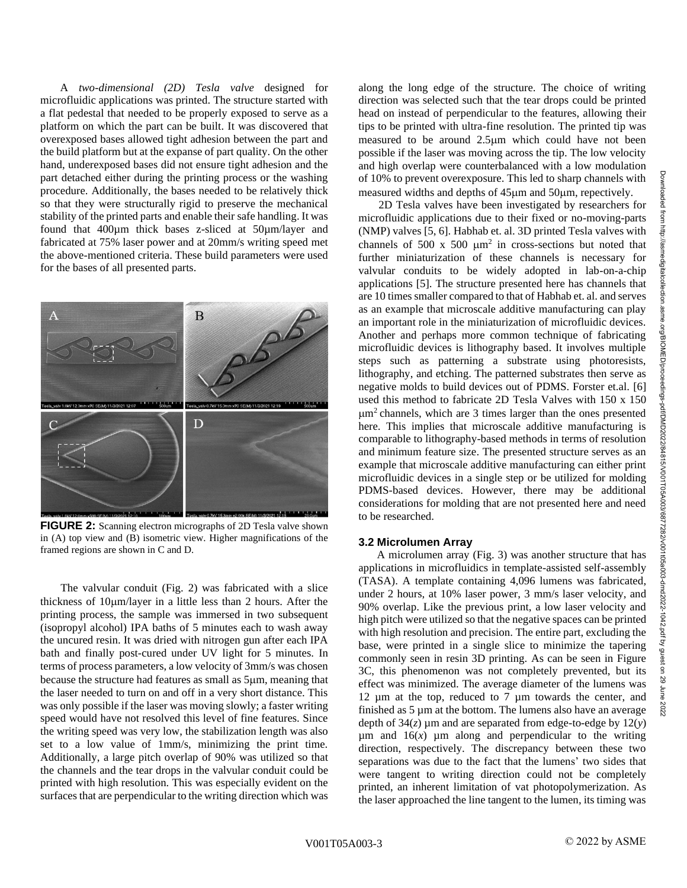A *two-dimensional (2D) Tesla valve* designed for microfluidic applications was printed. The structure started with a flat pedestal that needed to be properly exposed to serve as a platform on which the part can be built. It was discovered that overexposed bases allowed tight adhesion between the part and the build platform but at the expanse of part quality. On the other hand, underexposed bases did not ensure tight adhesion and the part detached either during the printing process or the washing procedure. Additionally, the bases needed to be relatively thick so that they were structurally rigid to preserve the mechanical stability of the printed parts and enable their safe handling. It was found that 400µm thick bases z-sliced at 50µm/layer and fabricated at 75% laser power and at 20mm/s writing speed met the above-mentioned criteria. These build parameters were used for the bases of all presented parts.

**FIGURE 2:** Scanning electron micrographs of 2D Tesla valve shown in (A) top view and (B) isometric view. Higher magnifications of the framed regions are shown in C and D.

The valvular conduit (Fig. 2) was fabricated with a slice thickness of 10µm/layer in a little less than 2 hours. After the printing process, the sample was immersed in two subsequent (isopropyl alcohol) IPA baths of 5 minutes each to wash away the uncured resin. It was dried with nitrogen gun after each IPA bath and finally post-cured under UV light for 5 minutes. In terms of process parameters, a low velocity of 3mm/s was chosen because the structure had features as small as 5µm, meaning that the laser needed to turn on and off in a very short distance. This was only possible if the laser was moving slowly; a faster writing speed would have not resolved this level of fine features. Since the writing speed was very low, the stabilization length was also set to a low value of 1mm/s, minimizing the print time. Additionally, a large pitch overlap of 90% was utilized so that the channels and the tear drops in the valvular conduit could be printed with high resolution. This was especially evident on the surfaces that are perpendicular to the writing direction which was along the long edge of the structure. The choice of writing direction was selected such that the tear drops could be printed head on instead of perpendicular to the features, allowing their tips to be printed with ultra-fine resolution. The printed tip was measured to be around 2.5µm which could have not been possible if the laser was moving across the tip. The low velocity and high overlap were counterbalanced with a low modulation of 10% to prevent overexposure. This led to sharp channels with measured widths and depths of 45µm and 50µm, repectively.

2D Tesla valves have been investigated by researchers for microfluidic applications due to their fixed or no-moving-parts (NMP) valves [5, 6]. Habhab et. al. 3D printed Tesla valves with channels of 500 x 500 µm$^2$ in cross-sections but noted that further miniaturization of these channels is necessary for valvular conduits to be widely adopted in lab-on-a-chip applications [5]. The structure presented here has channels that are 10 times smaller compared to that of Habhab et. al. and serves as an example that microscale additive manufacturing can play an important role in the miniaturization of microfluidic devices. Another and perhaps more common technique of fabricating microfluidic devices is lithography based. It involves multiple steps such as patterning a substrate using photoresists, lithography, and etching. The patterned substrates then serve as negative molds to build devices out of PDMS. Forster et.al. [6] used this method to fabricate 2D Tesla Valves with 150 x 150 µm$^2$ channels, which are 3 times larger than the ones presented here. This implies that microscale additive manufacturing is comparable to lithography-based methods in terms of resolution and minimum feature size. The presented structure serves as an example that microscale additive manufacturing can either print microfluidic devices in a single step or be utilized for molding PDMS-based devices. However, there may be additional considerations for molding that are not presented here and need to be researched.

### 3.2 Microlumen Array

A microlumen array (Fig. 3) was another structure that has applications in microfluidics in template-assisted self-assembly (TASA). A template containing 4,096 lumens was fabricated, under 2 hours, at 10% laser power, 3 mm/s laser velocity, and 90% overlap. Like the previous print, a low laser velocity and high pitch were utilized so that the negative spaces can be printed with high resolution and precision. The entire part, excluding the base, were printed in a single slice to minimize the tapering commonly seen in resin 3D printing. As can be seen in Figure 3C, this phenomenon was not completely prevented, but its effect was minimized. The average diameter of the lumens was 12 µm at the top, reduced to 7 µm towards the center, and finished as 5 µm at the bottom. The lumens also have an average depth of 34($z$) µm and are separated from edge-to-edge by 12($y$) µm and 16($x$) µm along and perpendicular to the writing direction, respectively. The discrepancy between these two separations was due to the fact that the lumens' two sides that were tangent to writing direction could not be completely printed, an inherent limitation of vat photopolymerization. As the laser approached the line tangent to the lumen, its timing was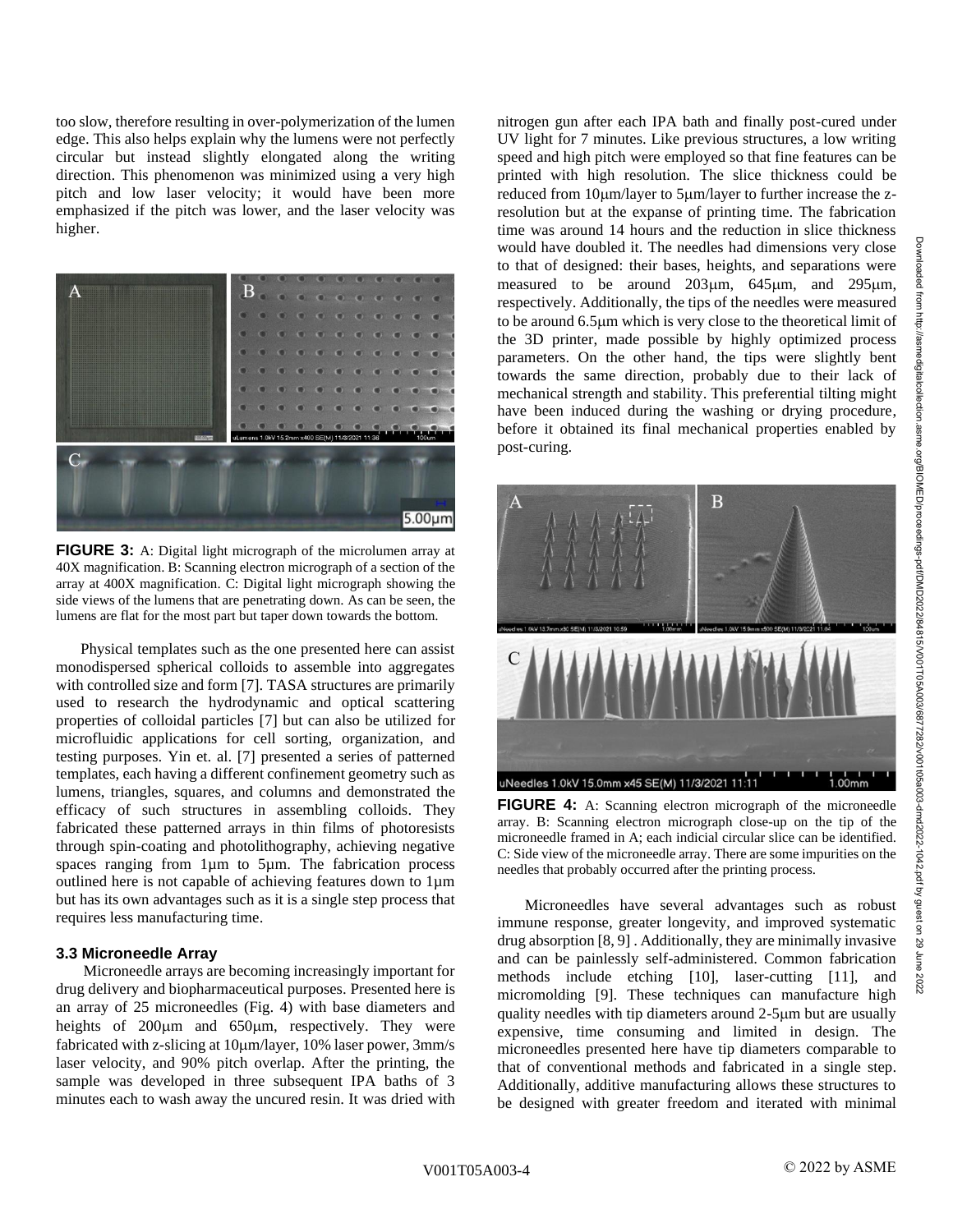too slow, therefore resulting in over-polymerization of the lumen edge. This also helps explain why the lumens were not perfectly circular but instead slightly elongated along the writing direction. This phenomenon was minimized using a very high pitch and low laser velocity; it would have been more emphasized if the pitch was lower, and the laser velocity was higher.

**FIGURE 3:** A: Digital light micrograph of the microlumen array at 40X magnification. B: Scanning electron micrograph of a section of the array at 400X magnification. C: Digital light micrograph showing the side views of the lumens that are penetrating down. As can be seen, the lumens are flat for the most part but taper down towards the bottom.

Physical templates such as the one presented here can assist monodispersed spherical colloids to assemble into aggregates with controlled size and form [7]. TASA structures are primarily used to research the hydrodynamic and optical scattering properties of colloidal particles [7] but can also be utilized for microfluidic applications for cell sorting, organization, and testing purposes. Yin et. al. [7] presented a series of patterned templates, each having a different confinement geometry such as lumens, triangles, squares, and columns and demonstrated the efficacy of such structures in assembling colloids. They fabricated these patterned arrays in thin films of photoresists through spin-coating and photolithography, achieving negative spaces ranging from 1µm to 5µm. The fabrication process outlined here is not capable of achieving features down to 1µm but has its own advantages such as it is a single step process that requires less manufacturing time.

### 3.3 Microneedle Array

Microneedle arrays are becoming increasingly important for drug delivery and biopharmaceutical purposes. Presented here is an array of 25 microneedles (Fig. 4) with base diameters and heights of 200µm and 650µm, respectively. They were fabricated with z-slicing at 10µm/layer, 10% laser power, 3mm/s laser velocity, and 90% pitch overlap. After the printing, the sample was developed in three subsequent IPA baths of 3 minutes each to wash away the uncured resin. It was dried with nitrogen gun after each IPA bath and finally post-cured under UV light for 7 minutes. Like previous structures, a low writing speed and high pitch were employed so that fine features can be printed with high resolution. The slice thickness could be reduced from 10µm/layer to 5µm/layer to further increase the z-resolution but at the expanse of printing time. The fabrication time was around 14 hours and the reduction in slice thickness would have doubled it. The needles had dimensions very close to that of designed: their bases, heights, and separations were measured to be around 203µm, 645µm, and 295µm, respectively. Additionally, the tips of the needles were measured to be around 6.5µm which is very close to the theoretical limit of the 3D printer, made possible by highly optimized process parameters. On the other hand, the tips were slightly bent towards the same direction, probably due to their lack of mechanical strength and stability. This preferential tilting might have been induced during the washing or drying procedure, before it obtained its final mechanical properties enabled by post-curing.

**FIGURE 4:** A: Scanning electron micrograph of the microneedle array. B: Scanning electron micrograph close-up on the tip of the microneedle framed in A; each indicial circular slice can be identified. C: Side view of the microneedle array. There are some impurities on the needles that probably occurred after the printing process.

Microneedles have several advantages such as robust immune response, greater longevity, and improved systematic drug absorption [8, 9]. Additionally, they are minimally invasive and can be painlessly self-administered. Common fabrication methods include etching [10], laser-cutting [11], and micromolding [9]. These techniques can manufacture high quality needles with tip diameters around 2-5µm but are usually expensive, time consuming and limited in design. The microneedles presented here have tip diameters comparable to that of conventional methods and fabricated in a single step. Additionally, additive manufacturing allows these structures to be designed with greater freedom and iterated with minimal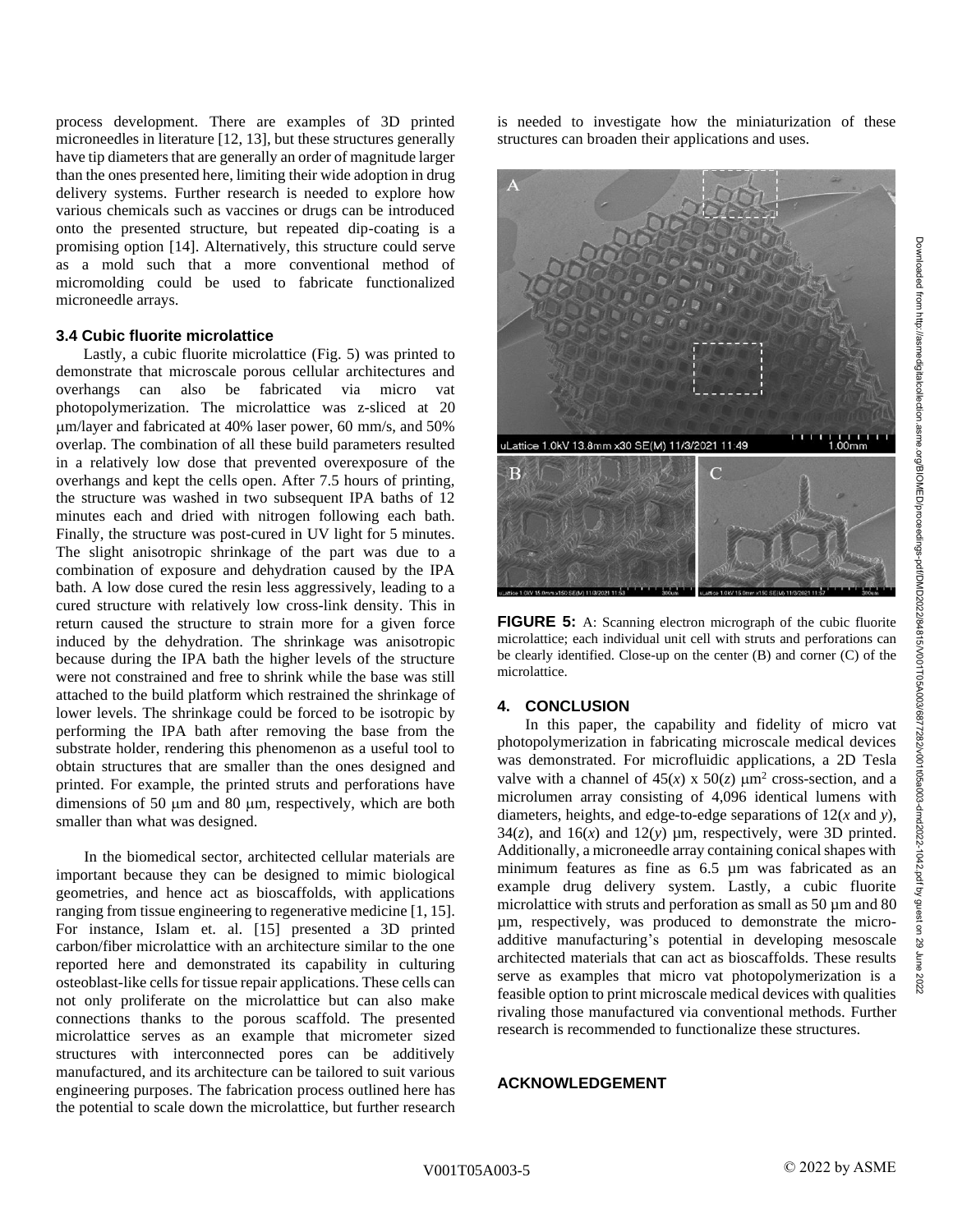process development. There are examples of 3D printed microneedles in literature [12, 13], but these structures generally have tip diameters that are generally an order of magnitude larger than the ones presented here, limiting their wide adoption in drug delivery systems. Further research is needed to explore how various chemicals such as vaccines or drugs can be introduced onto the presented structure, but repeated dip-coating is a promising option [14]. Alternatively, this structure could serve as a mold such that a more conventional method of micromolding could be used to fabricate functionalized microneedle arrays.

### 3.4 Cubic fluorite microlattice

Lastly, a cubic fluorite microlattice (Fig. 5) was printed to demonstrate that microscale porous cellular architectures and overhangs can also be fabricated via micro vat photopolymerization. The microlattice was z-sliced at 20 μm/layer and fabricated at 40% laser power, 60 mm/s, and 50% overlap. The combination of all these build parameters resulted in a relatively low dose that prevented overexposure of the overhangs and kept the cells open. After 7.5 hours of printing, the structure was washed in two subsequent IPA baths of 12 minutes each and dried with nitrogen following each bath. Finally, the structure was post-cured in UV light for 5 minutes. The slight anisotropic shrinkage of the part was due to a combination of exposure and dehydration caused by the IPA bath. A low dose cured the resin less aggressively, leading to a cured structure with relatively low cross-link density. This in return caused the structure to strain more for a given force induced by the dehydration. The shrinkage was anisotropic because during the IPA bath the higher levels of the structure were not constrained and free to shrink while the base was still attached to the build platform which restrained the shrinkage of lower levels. The shrinkage could be forced to be isotropic by performing the IPA bath after removing the base from the substrate holder, rendering this phenomenon as a useful tool to obtain structures that are smaller than the ones designed and printed. For example, the printed struts and perforations have dimensions of 50 μm and 80 μm, respectively, which are both smaller than what was designed.

In the biomedical sector, architected cellular materials are important because they can be designed to mimic biological geometries, and hence act as bioscaffolds, with applications ranging from tissue engineering to regenerative medicine [1, 15]. For instance, Islam et. al. [15] presented a 3D printed carbon/fiber microlattice with an architecture similar to the one reported here and demonstrated its capability in culturing osteoblast-like cells for tissue repair applications. These cells can not only proliferate on the microlattice but can also make connections thanks to the porous scaffold. The presented microlattice serves as an example that micrometer sized structures with interconnected pores can be additively manufactured, and its architecture can be tailored to suit various engineering purposes. The fabrication process outlined here has the potential to scale down the microlattice, but further research is needed to investigate how the miniaturization of these structures can broaden their applications and uses.

**FIGURE 5:** A: Scanning electron micrograph of the cubic fluorite microlattice; each individual unit cell with struts and perforations can be clearly identified. Close-up on the center (B) and corner (C) of the microlattice.

## 4. CONCLUSION

In this paper, the capability and fidelity of micro vat photopolymerization in fabricating microscale medical devices was demonstrated. For microfluidic applications, a 2D Tesla valve with a channel of 45(*x*) x 50(*z*) $\mu m^2$ cross-section, and a microlumen array consisting of 4,096 identical lumens with diameters, heights, and edge-to-edge separations of 12(*x* and *y*), 34(*z*), and 16(*x*) and 12(*y*) µm, respectively, were 3D printed. Additionally, a microneedle array containing conical shapes with minimum features as fine as 6.5 µm was fabricated as an example drug delivery system. Lastly, a cubic fluorite microlattice with struts and perforation as small as 50 µm and 80 µm, respectively, was produced to demonstrate the micro-additive manufacturing's potential in developing mesoscale architected materials that can act as bioscaffolds. These results serve as examples that micro vat photopolymerization is a feasible option to print microscale medical devices with qualities rivaling those manufactured via conventional methods. Further research is recommended to functionalize these structures.

## ACKNOWLEDGEMENT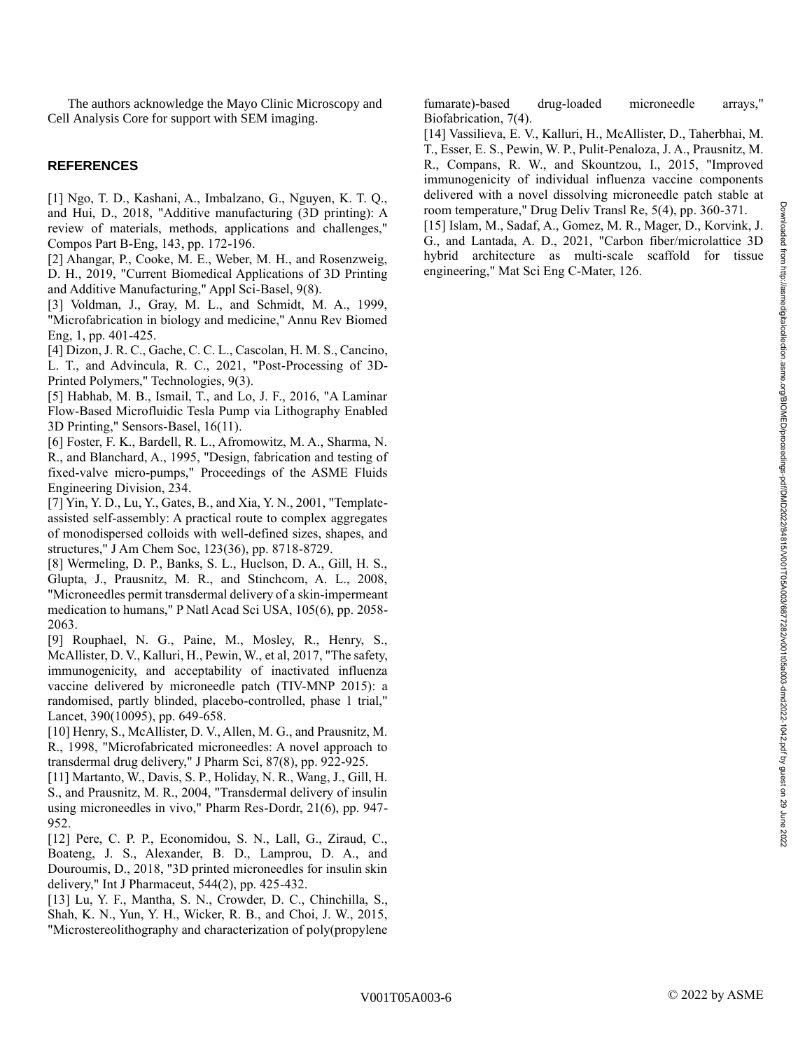The authors acknowledge the Mayo Clinic Microscopy and Cell Analysis Core for support with SEM imaging.

## REFERENCES

[1] Ngo, T. D., Kashani, A., Imbalzano, G., Nguyen, K. T. Q., and Hui, D., 2018, "Additive manufacturing (3D printing): A review of materials, methods, applications and challenges," Compos Part B-Eng, 143, pp. 172-196.

[2] Ahangar, P., Cooke, M. E., Weber, M. H., and Rosenzweig, D. H., 2019, "Current Biomedical Applications of 3D Printing and Additive Manufacturing," Appl Sci-Basel, 9(8).

[3] Voldman, J., Gray, M. L., and Schmidt, M. A., 1999, "Microfabrication in biology and medicine," Annu Rev Biomed Eng, 1, pp. 401-425.

[4] Dizon, J. R. C., Gache, C. C. L., Cascolan, H. M. S., Cancino, L. T., and Advincula, R. C., 2021, "Post-Processing of 3D-Printed Polymers," Technologies, 9(3).

[5] Habhab, M. B., Ismail, T., and Lo, J. F., 2016, "A Laminar Flow-Based Microfluidic Tesla Pump via Lithography Enabled 3D Printing," Sensors-Basel, 16(11).

[6] Foster, F. K., Bardell, R. L., Afromowitz, M. A., Sharma, N. R., and Blanchard, A., 1995, "Design, fabrication and testing of fixed-valve micro-pumps," Proceedings of the ASME Fluids Engineering Division, 234.

[7] Yin, Y. D., Lu, Y., Gates, B., and Xia, Y. N., 2001, "Template-assisted self-assembly: A practical route to complex aggregates of monodispersed colloids with well-defined sizes, shapes, and structures," J Am Chem Soc, 123(36), pp. 8718-8729.

[8] Wermeling, D. P., Banks, S. L., Huclson, D. A., Gill, H. S., Glupta, J., Prausnitz, M. R., and Stinchcom, A. L., 2008, "Microneedles permit transdermal delivery of a skin-impermeant medication to humans," P Natl Acad Sci USA, 105(6), pp. 2058-2063.

[9] Rouphael, N. G., Paine, M., Mosley, R., Henry, S., McAllister, D. V., Kalluri, H., Pewin, W., et al, 2017, "The safety, immunogenicity, and acceptability of inactivated influenza vaccine delivered by microneedle patch (TIV-MNP 2015): a randomised, partly blinded, placebo-controlled, phase 1 trial," Lancet, 390(10095), pp. 649-658.

[10] Henry, S., McAllister, D. V., Allen, M. G., and Prausnitz, M. R., 1998, "Microfabricated microneedles: A novel approach to transdermal drug delivery," J Pharm Sci, 87(8), pp. 922-925.

[11] Martanto, W., Davis, S. P., Holiday, N. R., Wang, J., Gill, H. S., and Prausnitz, M. R., 2004, "Transdermal delivery of insulin using microneedles in vivo," Pharm Res-Dordr, 21(6), pp. 947-952.

[12] Pere, C. P. P., Economidou, S. N., Lall, G., Ziraud, C., Boateng, J. S., Alexander, B. D., Lamprou, D. A., and Douroumis, D., 2018, "3D printed microneedles for insulin skin delivery," Int J Pharmaceut, 544(2), pp. 425-432.

[13] Lu, Y. F., Mantha, S. N., Crowder, D. C., Chinchilla, S., Shah, K. N., Yun, Y. H., Wicker, R. B., and Choi, J. W., 2015, "Microstereolithography and characterization of poly(propylene fumarate)-based drug-loaded microneedle arrays," Biofabrication, 7(4).

[14] Vassilieva, E. V., Kalluri, H., McAllister, D., Taherbhai, M. T., Esser, E. S., Pewin, W. P., Pulit-Penaloza, J. A., Prausnitz, M. R., Compans, R. W., and Skountzou, I., 2015, "Improved immunogenicity of individual influenza vaccine components delivered with a novel dissolving microneedle patch stable at room temperature," Drug Deliv Transl Re, 5(4), pp. 360-371.

[15] Islam, M., Sadaf, A., Gomez, M. R., Mager, D., Korvink, J. G., and Lantada, A. D., 2021, "Carbon fiber/microlattice 3D hybrid architecture as multi-scale scaffold for tissue engineering," Mat Sci Eng C-Mater, 126.